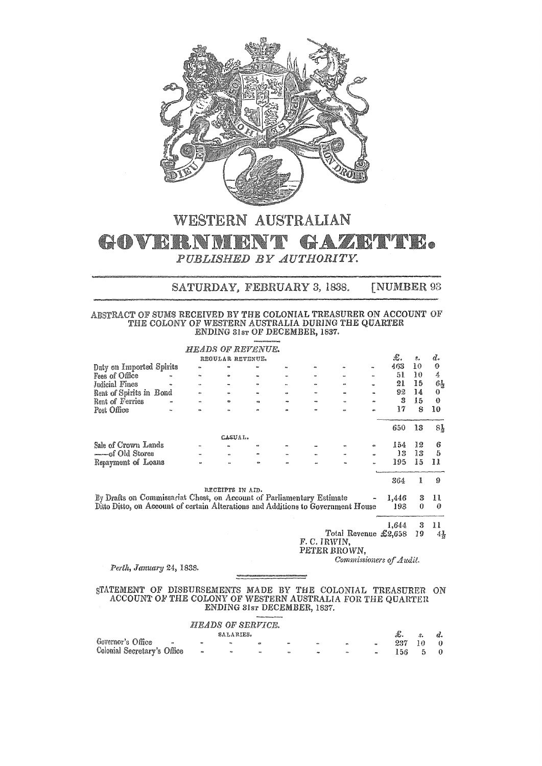# WESTERN AUSTRALIAN GOVERNMENT GAZETTE.

*PUBLISHED BY AUTHORITY.*

SATURDAY, FEBRUARY 3, 1838. [NUMBER 93

## ABSTRACT OF SUMS RECEIVED BY THE COLONIAL TREASURER ON ACCOUNT OF THE COLONY OF WESTERN AUSTRALIA DURING THE QUARTER ENDING 31ST OF DECEMBER, 1837.

*HEADS OF REVENUE.*

| | £. | s. | d. |
|---|---|---|---|
| REGULAR REVENUE. | | | |
| Duty on Imported Spirits | 463 | 10 | 0 |
| Fees of Office | 51 | 10 | 4 |
| Judicial Fines | 21 | 15 | 6½ |
| Rent of Spirits in Bond | 92 | 14 | 0 |
| Rent of Ferries | 3 | 15 | 0 |
| Post Office | 17 | 8 | 10 |
| | 650 | 13 | 8½ |
| CASUAL. | | | |
| Sale of Crown Lands | 154 | 12 | 6 |
| ——of Old Stores | 13 | 13 | 5 |
| Repayment of Loans | 195 | 15 | 11 |
| | 364 | 1 | 9 |
| RECEIPTS IN AID. | | | |
| By Drafts on Commissariat Chest, on Account of Parliamentary Estimate | 1,446 | 3 | 11 |
| Ditto Ditto, on Account of certain Alterations and Additions to Government House | 198 | 0 | 0 |
| | 1,644 | 3 | 11 |
| Total Revenue | £2,658 | 19 | 4½ |

F. C. IRWIN,
PETER BROWN,
*Commissioners of Audit.*

*Perth, January* 24, 1838.

## STATEMENT OF DISBURSEMENTS MADE BY THE COLONIAL TREASURER ON ACCOUNT OF THE COLONY OF WESTERN AUSTRALIA FOR THE QUARTER ENDING 31ST DECEMBER, 1837.

*HEADS OF SERVICE.*

| | £. | s. | d. |
|---|---|---|---|
| SALARIES. | | | |
| Governor's Office | 237 | 10 | 0 |
| Colonial Secretary's Office | 156 | 5 | 0 |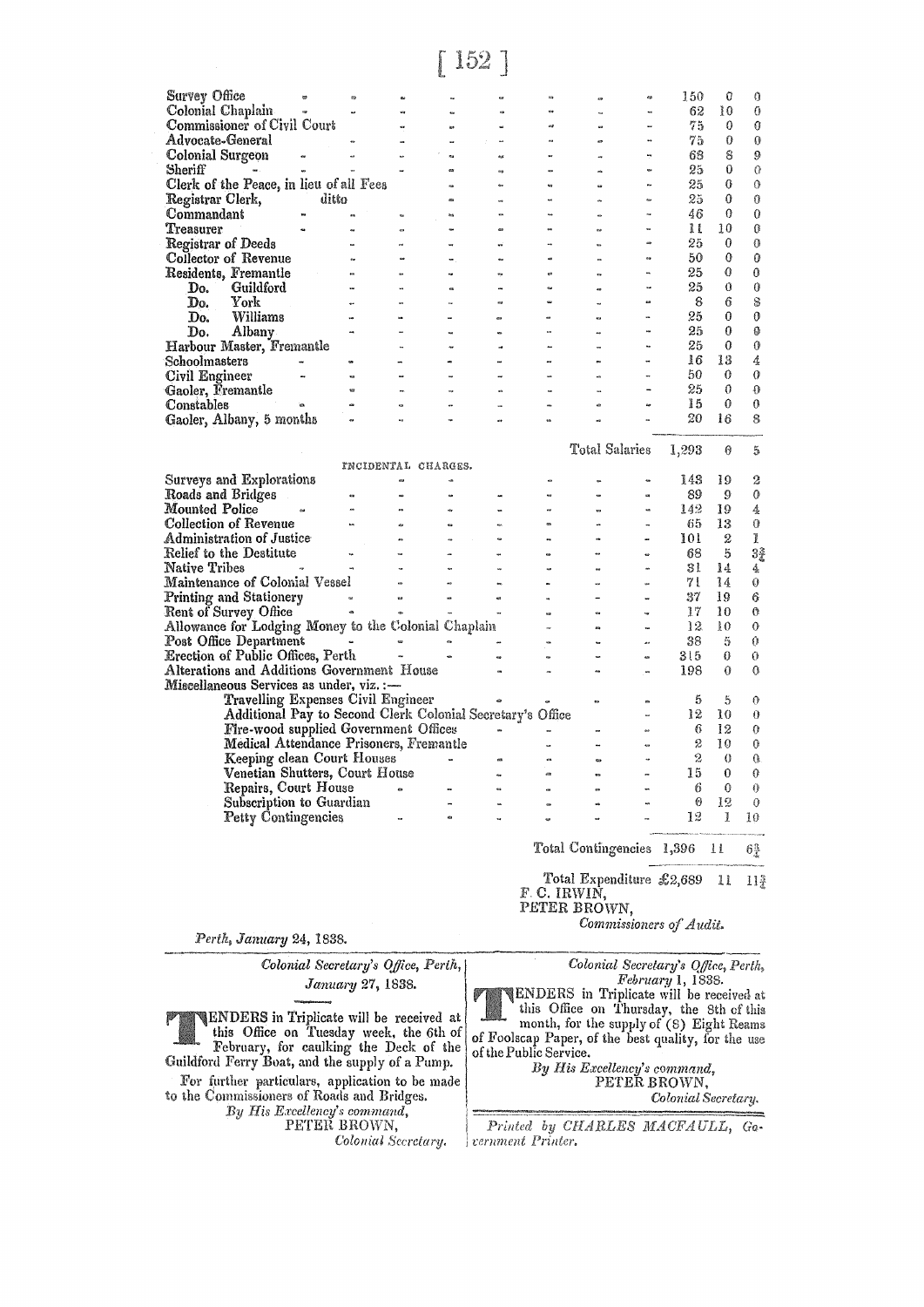| | | | |
|---|---|---|---|
| Survey Office | 150 | 0 | 0 |
| Colonial Chaplain | 62 | 10 | 0 |
| Commissioner of Civil Court | 75 | 0 | 0 |
| Advocate-General | 75 | 0 | 0 |
| Colonial Surgeon | 68 | 8 | 9 |
| Sheriff | 25 | 0 | 0 |
| Clerk of the Peace, in lieu of all Fees | 25 | 0 | 0 |
| Registrar Clerk, ditto | 25 | 0 | 0 |
| Commandant | 46 | 0 | 0 |
| Treasurer | 11 | 10 | 0 |
| Registrar of Deeds | 25 | 0 | 0 |
| Collector of Revenue | 50 | 0 | 0 |
| Residents, Fremantle | 25 | 0 | 0 |
| Do. Guildford | 25 | 0 | 0 |
| Do. York | 8 | 6 | 8 |
| Do. Williams | 25 | 0 | 0 |
| Do. Albany | 25 | 0 | 0 |
| Harbour Master, Fremantle | 25 | 0 | 0 |
| Schoolmasters | 16 | 13 | 4 |
| Civil Engineer | 50 | 0 | 0 |
| Gaoler, Fremantle | 25 | 0 | 0 |
| Constables | 15 | 0 | 0 |
| Gaoler, Albany, 5 months | 20 | 16 | 8 |
| Total Salaries | 1,293 | 6 | 5 |
| INCIDENTAL CHARGES. | | | |
| Surveys and Explorations | 143 | 19 | 2 |
| Roads and Bridges | 89 | 9 | 0 |
| Mounted Police | 142 | 19 | 4 |
| Collection of Revenue | 65 | 13 | 0 |
| Administration of Justice | 101 | 2 | 1 |
| Relief to the Destitute | 68 | 5 | 3¾ |
| Native Tribes | 31 | 14 | 4 |
| Maintenance of Colonial Vessel | 71 | 14 | 0 |
| Printing and Stationery | 37 | 19 | 6 |
| Rent of Survey Office | 17 | 10 | 0 |
| Allowance for Lodging Money to the Colonial Chaplain | 12 | 10 | 0 |
| Post Office Department | 38 | 5 | 0 |
| Erection of Public Offices, Perth | 315 | 0 | 0 |
| Alterations and Additions Government House | 198 | 0 | 0 |
| Miscellaneous Services as under, viz.:— | | | |
| Travelling Expenses Civil Engineer | 5 | 5 | 0 |
| Additional Pay to Second Clerk Colonial Secretary's Office | 12 | 10 | 0 |
| Fire-wood supplied Government Offices | 6 | 12 | 0 |
| Medical Attendance Prisoners, Fremantle | 2 | 10 | 0 |
| Keeping clean Court Houses | 2 | 0 | 0 |
| Venetian Shutters, Court House | 15 | 0 | 0 |
| Repairs, Court House | 6 | 0 | 0 |
| Subscription to Guardian | 0 | 12 | 0 |
| Petty Contingencies | 12 | 1 | 10 |
| Total Contingencies | 1,396 | 11 | 6¼ |
| Total Expenditure | £2,689 | 11 | 11¾ |

F. C. IRWIN,
PETER BROWN,
*Commissioners of Audit.*

*Perth, January 24, 1838.*

---

*Colonial Secretary's Office, Perth,*
*January 27, 1838.*

TENDERS in Triplicate will be received at this Office on Tuesday week, the 6th of February, for caulking the Deck of the Guildford Ferry Boat, and the supply of a Pump.

For further particulars, application to be made to the Commissioners of Roads and Bridges.

*By His Excellency's command,*
PETER BROWN,
*Colonial Secretary.*

---

*Colonial Secretary's Office, Perth,*
*February 1, 1838.*

TENDERS in Triplicate will be received at this Office on Thursday, the 8th of this month, for the supply of (8) Eight Reams of Foolscap Paper, of the best quality, for the use of the Public Service.

*By His Excellency's command,*
PETER BROWN,
*Colonial Secretary.*

---

*Printed by CHARLES MACFAULL, Government Printer.*